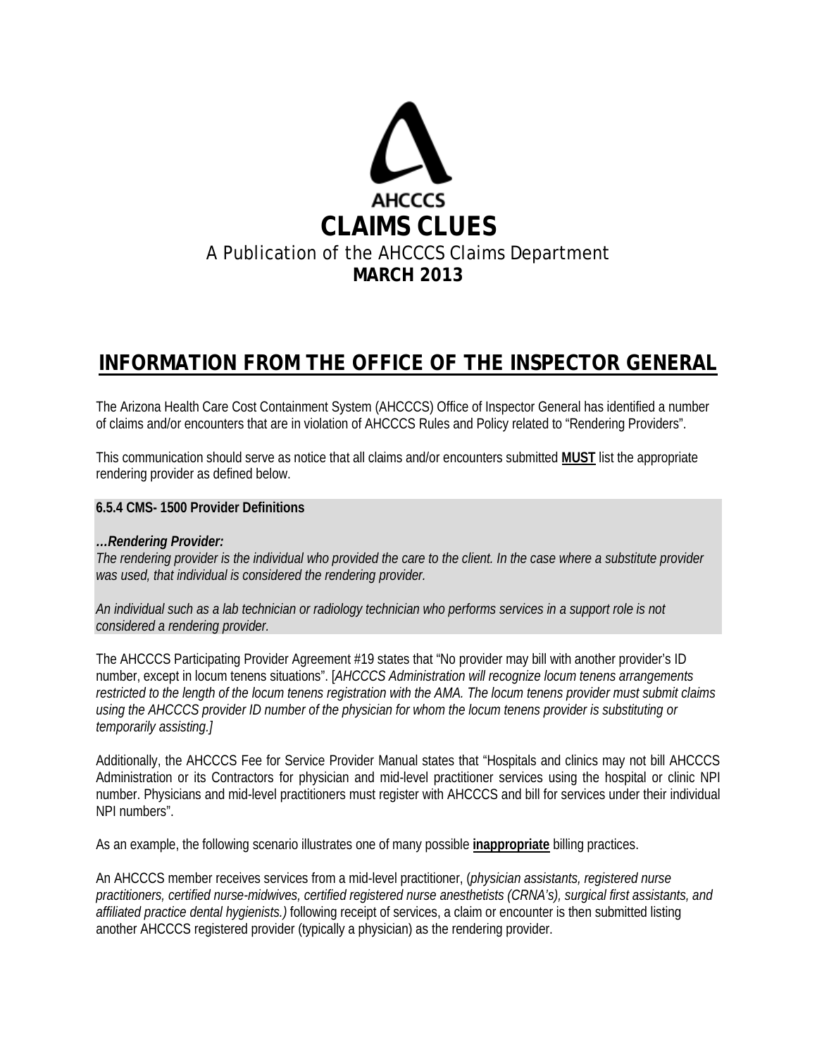AHCCCS

# CLAIMS CLUES

A Publication of the AHCCCS Claims Department

**MARCH 2013**

## INFORMATION FROM THE OFFICE OF THE INSPECTOR GENERAL

The Arizona Health Care Cost Containment System (AHCCCS) Office of Inspector General has identified a number of claims and/or encounters that are in violation of AHCCCS Rules and Policy related to "Rendering Providers".

This communication should serve as notice that all claims and/or encounters submitted **MUST** list the appropriate rendering provider as defined below.

**6.5.4 CMS- 1500 Provider Definitions**

***…Rendering Provider:***
*The rendering provider is the individual who provided the care to the client. In the case where a substitute provider was used, that individual is considered the rendering provider.*

*An individual such as a lab technician or radiology technician who performs services in a support role is not considered a rendering provider.*

The AHCCCS Participating Provider Agreement #19 states that "No provider may bill with another provider's ID number, except in locum tenens situations". [*AHCCCS Administration will recognize locum tenens arrangements restricted to the length of the locum tenens registration with the AMA. The locum tenens provider must submit claims using the AHCCCS provider ID number of the physician for whom the locum tenens provider is substituting or temporarily assisting.*]

Additionally, the AHCCCS Fee for Service Provider Manual states that "Hospitals and clinics may not bill AHCCCS Administration or its Contractors for physician and mid-level practitioner services using the hospital or clinic NPI number. Physicians and mid-level practitioners must register with AHCCCS and bill for services under their individual NPI numbers".

As an example, the following scenario illustrates one of many possible **inappropriate** billing practices.

An AHCCCS member receives services from a mid-level practitioner, (*physician assistants, registered nurse practitioners, certified nurse-midwives, certified registered nurse anesthetists (CRNA's), surgical first assistants, and affiliated practice dental hygienists.)* following receipt of services, a claim or encounter is then submitted listing another AHCCCS registered provider (typically a physician) as the rendering provider.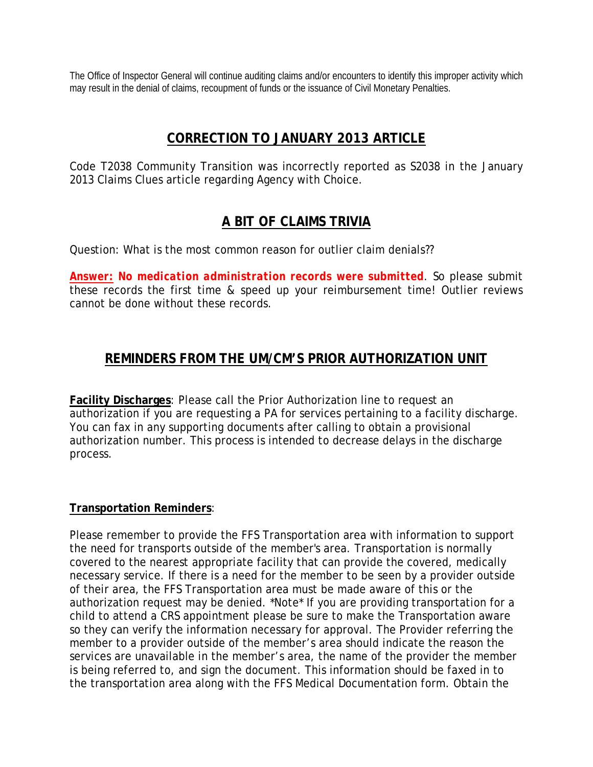The Office of Inspector General will continue auditing claims and/or encounters to identify this improper activity which may result in the denial of claims, recoupment of funds or the issuance of Civil Monetary Penalties.

## CORRECTION TO JANUARY 2013 ARTICLE

Code T2038 Community Transition was incorrectly reported as S2038 in the January 2013 Claims Clues article regarding Agency with Choice.

## A BIT OF CLAIMS TRIVIA

Question: What is the most common reason for outlier claim denials??

***Answer:* No medication administration records were submitted**. So please submit these records the first time & speed up your reimbursement time! Outlier reviews cannot be done without these records.

## REMINDERS FROM THE UM/CM'S PRIOR AUTHORIZATION UNIT

**Facility Discharges**: Please call the Prior Authorization line to request an authorization if you are requesting a PA for services pertaining to a facility discharge. You can fax in any supporting documents after calling to obtain a provisional authorization number. This process is intended to decrease delays in the discharge process.

**Transportation Reminders**:

Please remember to provide the FFS Transportation area with information to support the need for transports outside of the member's area. Transportation is normally covered to the nearest appropriate facility that can provide the covered, medically necessary service. If there is a need for the member to be seen by a provider outside of their area, the FFS Transportation area must be made aware of this or the authorization request may be denied. *Note* If you are providing transportation for a child to attend a CRS appointment please be sure to make the Transportation aware so they can verify the information necessary for approval. The Provider referring the member to a provider outside of the member's area should indicate the reason the services are unavailable in the member's area, the name of the provider the member is being referred to, and sign the document. This information should be faxed in to the transportation area along with the FFS Medical Documentation form. Obtain the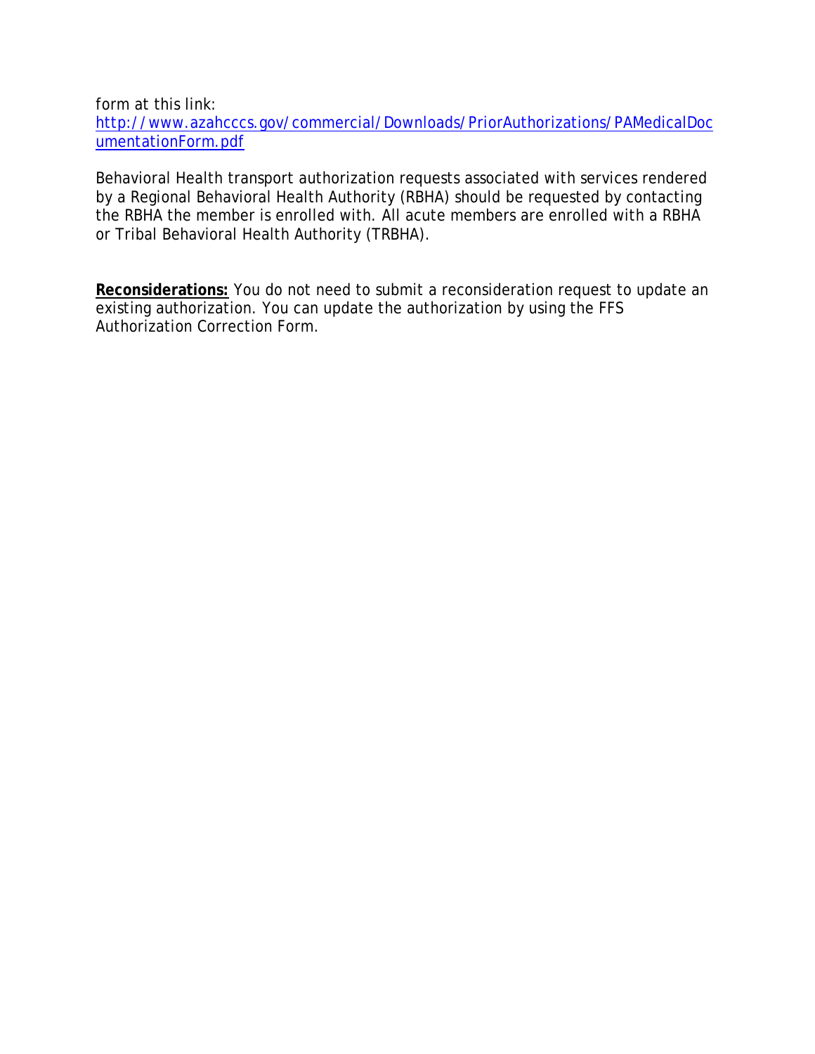form at this link:
[http://www.azahcccs.gov/commercial/Downloads/PriorAuthorizations/PAMedicalDocumentationForm.pdf](http://www.azahcccs.gov/commercial/Downloads/PriorAuthorizations/PAMedicalDocumentationForm.pdf)

Behavioral Health transport authorization requests associated with services rendered by a Regional Behavioral Health Authority (RBHA) should be requested by contacting the RBHA the member is enrolled with. All acute members are enrolled with a RBHA or Tribal Behavioral Health Authority (TRBHA).

**Reconsiderations:** You do not need to submit a reconsideration request to update an existing authorization. You can update the authorization by using the FFS Authorization Correction Form.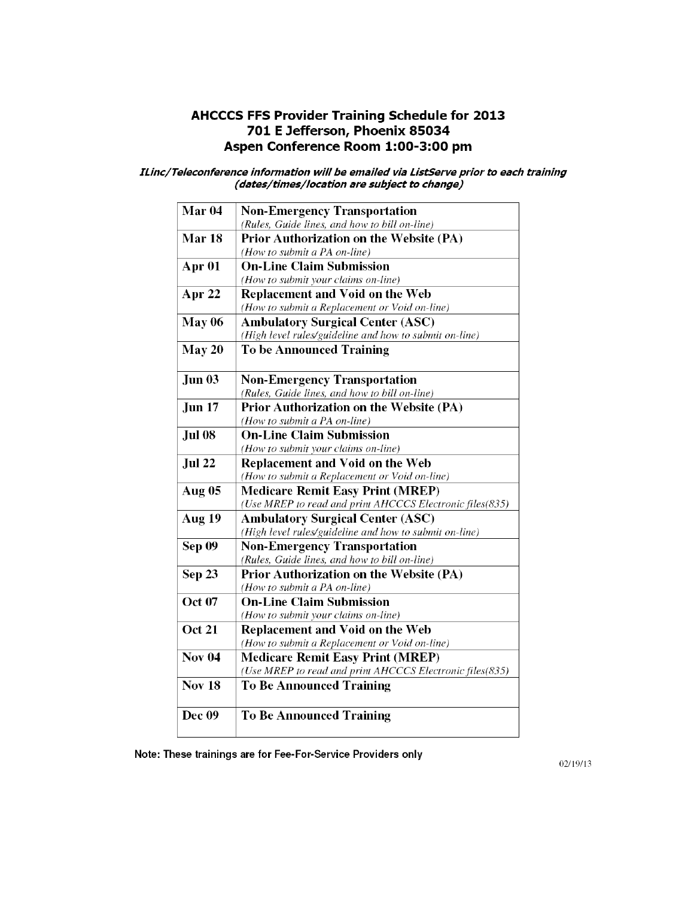# AHCCCS FFS Provider Training Schedule for 2013
## 701 E Jefferson, Phoenix 85034
## Aspen Conference Room 1:00-3:00 pm

***ILinc/Teleconference information will be emailed via ListServe prior to each training (dates/times/location are subject to change)***

| | |
|---|---|
| **Mar 04** | **Non-Emergency Transportation**<br>*(Rules, Guide lines, and how to bill on-line)* |
| **Mar 18** | **Prior Authorization on the Website (PA)**<br>*(How to submit a PA on-line)* |
| **Apr 01** | **On-Line Claim Submission**<br>*(How to submit your claims on-line)* |
| **Apr 22** | **Replacement and Void on the Web**<br>*(How to submit a Replacement or Void on-line)* |
| **May 06** | **Ambulatory Surgical Center (ASC)**<br>*(High level rules/guideline and how to submit on-line)* |
| **May 20** | **To be Announced Training** |
| **Jun 03** | **Non-Emergency Transportation**<br>*(Rules, Guide lines, and how to bill on-line)* |
| **Jun 17** | **Prior Authorization on the Website (PA)**<br>*(How to submit a PA on-line)* |
| **Jul 08** | **On-Line Claim Submission**<br>*(How to submit your claims on-line)* |
| **Jul 22** | **Replacement and Void on the Web**<br>*(How to submit a Replacement or Void on-line)* |
| **Aug 05** | **Medicare Remit Easy Print (MREP)**<br>*(Use MREP to read and print AHCCCS Electronic files(835)* |
| **Aug 19** | **Ambulatory Surgical Center (ASC)**<br>*(High level rules/guideline and how to submit on-line)* |
| **Sep 09** | **Non-Emergency Transportation**<br>*(Rules, Guide lines, and how to bill on-line)* |
| **Sep 23** | **Prior Authorization on the Website (PA)**<br>*(How to submit a PA on-line)* |
| **Oct 07** | **On-Line Claim Submission**<br>*(How to submit your claims on-line)* |
| **Oct 21** | **Replacement and Void on the Web**<br>*(How to submit a Replacement or Void on-line)* |
| **Nov 04** | **Medicare Remit Easy Print (MREP)**<br>*(Use MREP to read and print AHCCCS Electronic files(835)* |
| **Nov 18** | **To Be Announced Training** |
| **Dec 09** | **To Be Announced Training** |

Note: These trainings are for Fee-For-Service Providers only

02/19/13